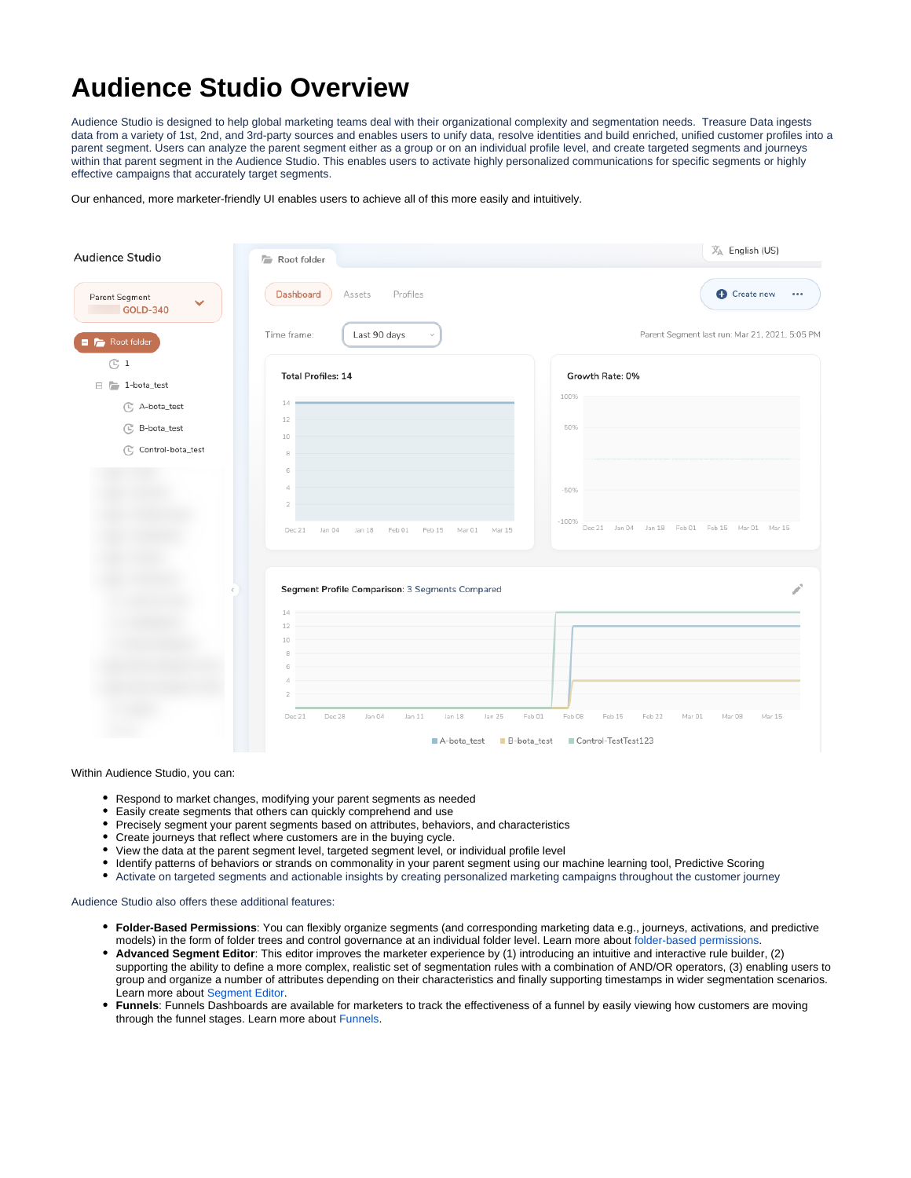# Audience Studio Overview

Audience Studio is designed to help global marketing teams deal with their organizational complexity and segmentation needs.  Treasure Data ingests data from a variety of 1st, 2nd, and 3rd-party sources and enables users to unify data, resolve identities and build enriched, unified customer profiles into a parent segment. Users can analyze the parent segment either as a group or on an individual profile level, and create targeted segments and journeys within that parent segment in the Audience Studio. This enables users to activate highly personalized communications for specific segments or highly effective campaigns that accurately target segments.

Our enhanced, more marketer-friendly UI enables users to achieve all of this more easily and intuitively.

Within Audience Studio, you can:

- Respond to market changes, modifying your parent segments as needed
- Easily create segments that others can quickly comprehend and use
- Precisely segment your parent segments based on attributes, behaviors, and characteristics
- Create journeys that reflect where customers are in the buying cycle.
- View the data at the parent segment level, targeted segment level, or individual profile level
- Identify patterns of behaviors or strands on commonality in your parent segment using our machine learning tool, Predictive Scoring
- Activate on targeted segments and actionable insights by creating personalized marketing campaigns throughout the customer journey

Audience Studio also offers these additional features:

- **Folder-Based Permissions**: You can flexibly organize segments (and corresponding marketing data e.g., journeys, activations, and predictive models) in the form of folder trees and control governance at an individual folder level. Learn more about folder-based permissions.
- **Advanced Segment Editor**: This editor improves the marketer experience by (1) introducing an intuitive and interactive rule builder, (2) supporting the ability to define a more complex, realistic set of segmentation rules with a combination of AND/OR operators, (3) enabling users to group and organize a number of attributes depending on their characteristics and finally supporting timestamps in wider segmentation scenarios. Learn more about Segment Editor.
- **Funnels**: Funnels Dashboards are available for marketers to track the effectiveness of a funnel by easily viewing how customers are moving through the funnel stages. Learn more about Funnels.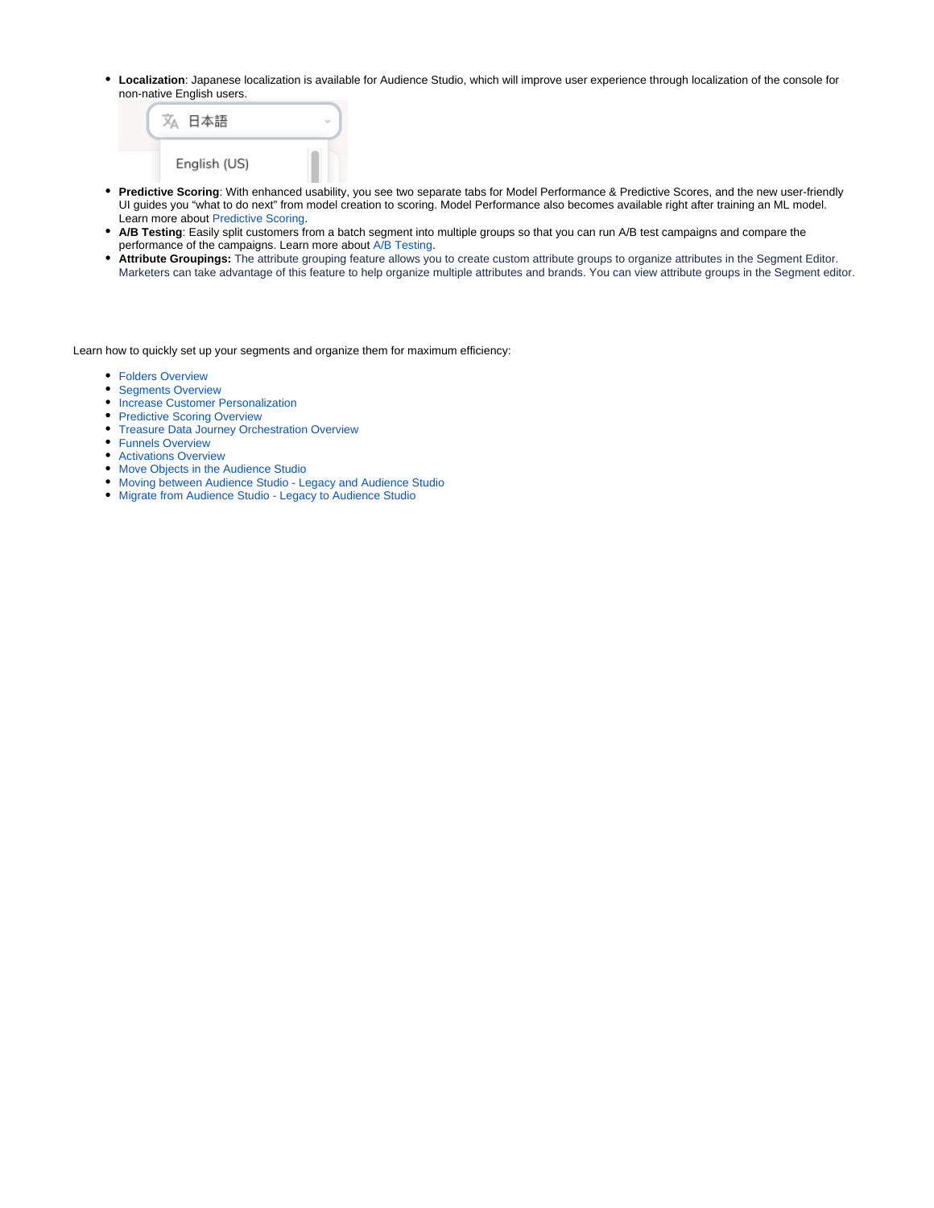- **Localization**: Japanese localization is available for Audience Studio, which will improve user experience through localization of the console for non-native English users.
- **Predictive Scoring**: With enhanced usability, you see two separate tabs for Model Performance & Predictive Scores, and the new user-friendly UI guides you "what to do next" from model creation to scoring. Model Performance also becomes available right after training an ML model. Learn more about Predictive Scoring.
- **A/B Testing**: Easily split customers from a batch segment into multiple groups so that you can run A/B test campaigns and compare the performance of the campaigns. Learn more about A/B Testing.
- **Attribute Groupings:** The attribute grouping feature allows you to create custom attribute groups to organize attributes in the Segment Editor. Marketers can take advantage of this feature to help organize multiple attributes and brands. You can view attribute groups in the Segment editor.

Learn how to quickly set up your segments and organize them for maximum efficiency:

- Folders Overview
- Segments Overview
- Increase Customer Personalization
- Predictive Scoring Overview
- Treasure Data Journey Orchestration Overview
- Funnels Overview
- Activations Overview
- Move Objects in the Audience Studio
- Moving between Audience Studio - Legacy and Audience Studio
- Migrate from Audience Studio - Legacy to Audience Studio